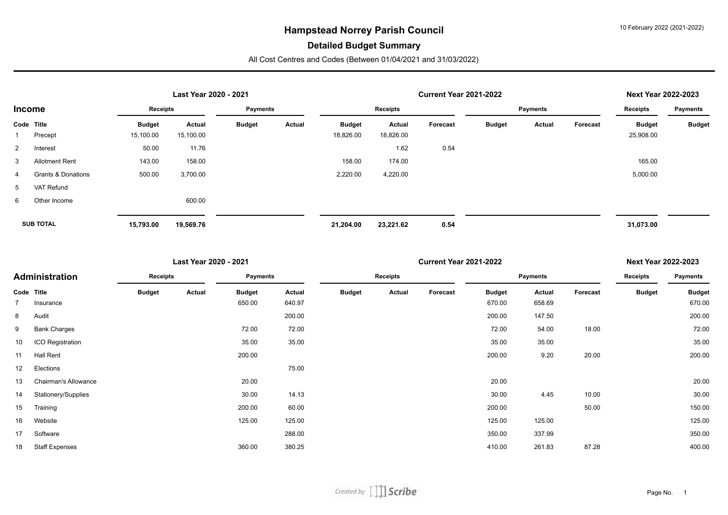# Hampstead Norrey Parish Council

## Detailed Budget Summary

All Cost Centres and Codes (Between 01/04/2021 and 31/03/2022)

10 February 2022 (2021-2022)

### Income

| | | Last Year 2020 - 2021 | | | | Current Year 2021-2022 | | | | | | Next Year 2022-2023 | |
|---|---|---|---|---|---|---|---|---|---|---|---|---|---|
| | | Receipts | | Payments | | Receipts | | | Payments | | | Receipts | Payments |
| Code | Title | Budget | Actual | Budget | Actual | Budget | Actual | Forecast | Budget | Actual | Forecast | Budget | Budget |
| 1 | Precept | 15,100.00 | 15,100.00 | | | 18,826.00 | 18,826.00 | | | | | 25,908.00 | |
| 2 | Interest | 50.00 | 11.76 | | | | 1.62 | 0.54 | | | | | |
| 3 | Allotment Rent | 143.00 | 158.00 | | | 158.00 | 174.00 | | | | | 165.00 | |
| 4 | Grants & Donations | 500.00 | 3,700.00 | | | 2,220.00 | 4,220.00 | | | | | 5,000.00 | |
| 5 | VAT Refund | | | | | | | | | | | | |
| 6 | Other Income | | 600.00 | | | | | | | | | | |
| | **SUB TOTAL** | **15,793.00** | **19,569.76** | | | **21,204.00** | **23,221.62** | **0.54** | | | | **31,073.00** | |

### Administration

| | | Last Year 2020 - 2021 | | | | Current Year 2021-2022 | | | | | | Next Year 2022-2023 | |
|---|---|---|---|---|---|---|---|---|---|---|---|---|---|
| | | Receipts | | Payments | | Receipts | | | Payments | | | Receipts | Payments |
| Code | Title | Budget | Actual | Budget | Actual | Budget | Actual | Forecast | Budget | Actual | Forecast | Budget | Budget |
| 7 | Insurance | | | 650.00 | 640.97 | | | | 670.00 | 658.69 | | | 670.00 |
| 8 | Audit | | | | 200.00 | | | | 200.00 | 147.50 | | | 200.00 |
| 9 | Bank Charges | | | 72.00 | 72.00 | | | | 72.00 | 54.00 | 18.00 | | 72.00 |
| 10 | ICO Registration | | | 35.00 | 35.00 | | | | 35.00 | 35.00 | | | 35.00 |
| 11 | Hall Rent | | | 200.00 | | | | | 200.00 | 9.20 | 20.00 | | 200.00 |
| 12 | Elections | | | | 75.00 | | | | | | | | |
| 13 | Chairman's Allowance | | | 20.00 | | | | | 20.00 | | | | 20.00 |
| 14 | Stationery/Supplies | | | 30.00 | 14.13 | | | | 30.00 | 4.45 | 10.00 | | 30.00 |
| 15 | Training | | | 200.00 | 60.00 | | | | 200.00 | | 50.00 | | 150.00 |
| 16 | Website | | | 125.00 | 125.00 | | | | 125.00 | 125.00 | | | 125.00 |
| 17 | Software | | | | 288.00 | | | | 350.00 | 337.99 | | | 350.00 |
| 18 | Staff Expenses | | | 360.00 | 380.25 | | | | 410.00 | 261.83 | 87.28 | | 400.00 |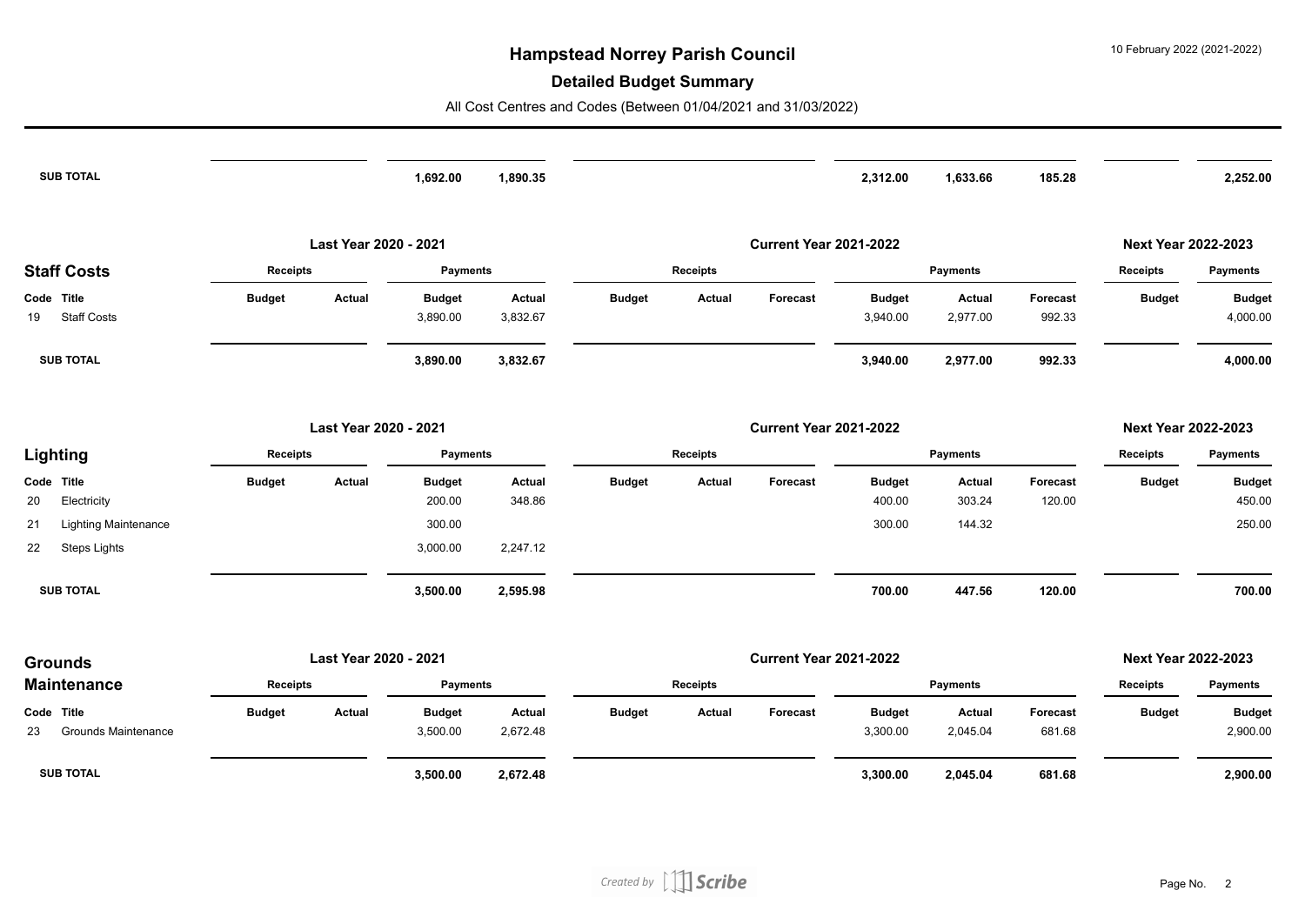| | Last Year 2020 - 2021 | | | | Current Year 2021-2022 | | | | | | Next Year 2022-2023 | |
|---|---|---|---|---|---|---|---|---|---|---|---|---|
| | Receipts | | Payments | | Receipts | | | Payments | | | Receipts | Payments |
| | Budget | Actual | Budget | Actual | Budget | Actual | Forecast | Budget | Actual | Forecast | Budget | Budget |
| **SUB TOTAL** | | | **1,692.00** | **1,890.35** | | | | **2,312.00** | **1,633.66** | **185.28** | | **2,252.00** |

## Staff Costs

| Code | Title | Last Year 2020 - 2021 | | | | Current Year 2021-2022 | | | | | | Next Year 2022-2023 | |
|---|---|---|---|---|---|---|---|---|---|---|---|---|---|
| | | Receipts | | Payments | | Receipts | | | Payments | | | Receipts | Payments |
| | | Budget | Actual | Budget | Actual | Budget | Actual | Forecast | Budget | Actual | Forecast | Budget | Budget |
| 19 | Staff Costs | | | 3,890.00 | 3,832.67 | | | | 3,940.00 | 2,977.00 | 992.33 | | 4,000.00 |
| | **SUB TOTAL** | | | **3,890.00** | **3,832.67** | | | | **3,940.00** | **2,977.00** | **992.33** | | **4,000.00** |

## Lighting

| Code | Title | Last Year 2020 - 2021 | | | | Current Year 2021-2022 | | | | | | Next Year 2022-2023 | |
|---|---|---|---|---|---|---|---|---|---|---|---|---|---|
| | | Receipts | | Payments | | Receipts | | | Payments | | | Receipts | Payments |
| | | Budget | Actual | Budget | Actual | Budget | Actual | Forecast | Budget | Actual | Forecast | Budget | Budget |
| 20 | Electricity | | | 200.00 | 348.86 | | | | 400.00 | 303.24 | 120.00 | | 450.00 |
| 21 | Lighting Maintenance | | | 300.00 | | | | | 300.00 | 144.32 | | | 250.00 |
| 22 | Steps Lights | | | 3,000.00 | 2,247.12 | | | | | | | | |
| | **SUB TOTAL** | | | **3,500.00** | **2,595.98** | | | | **700.00** | **447.56** | **120.00** | | **700.00** |

## Grounds Maintenance

| Code | Title | Last Year 2020 - 2021 | | | | Current Year 2021-2022 | | | | | | Next Year 2022-2023 | |
|---|---|---|---|---|---|---|---|---|---|---|---|---|---|
| | | Receipts | | Payments | | Receipts | | | Payments | | | Receipts | Payments |
| | | Budget | Actual | Budget | Actual | Budget | Actual | Forecast | Budget | Actual | Forecast | Budget | Budget |
| 23 | Grounds Maintenance | | | 3,500.00 | 2,672.48 | | | | 3,300.00 | 2,045.04 | 681.68 | | 2,900.00 |
| | **SUB TOTAL** | | | **3,500.00** | **2,672.48** | | | | **3,300.00** | **2,045.04** | **681.68** | | **2,900.00** |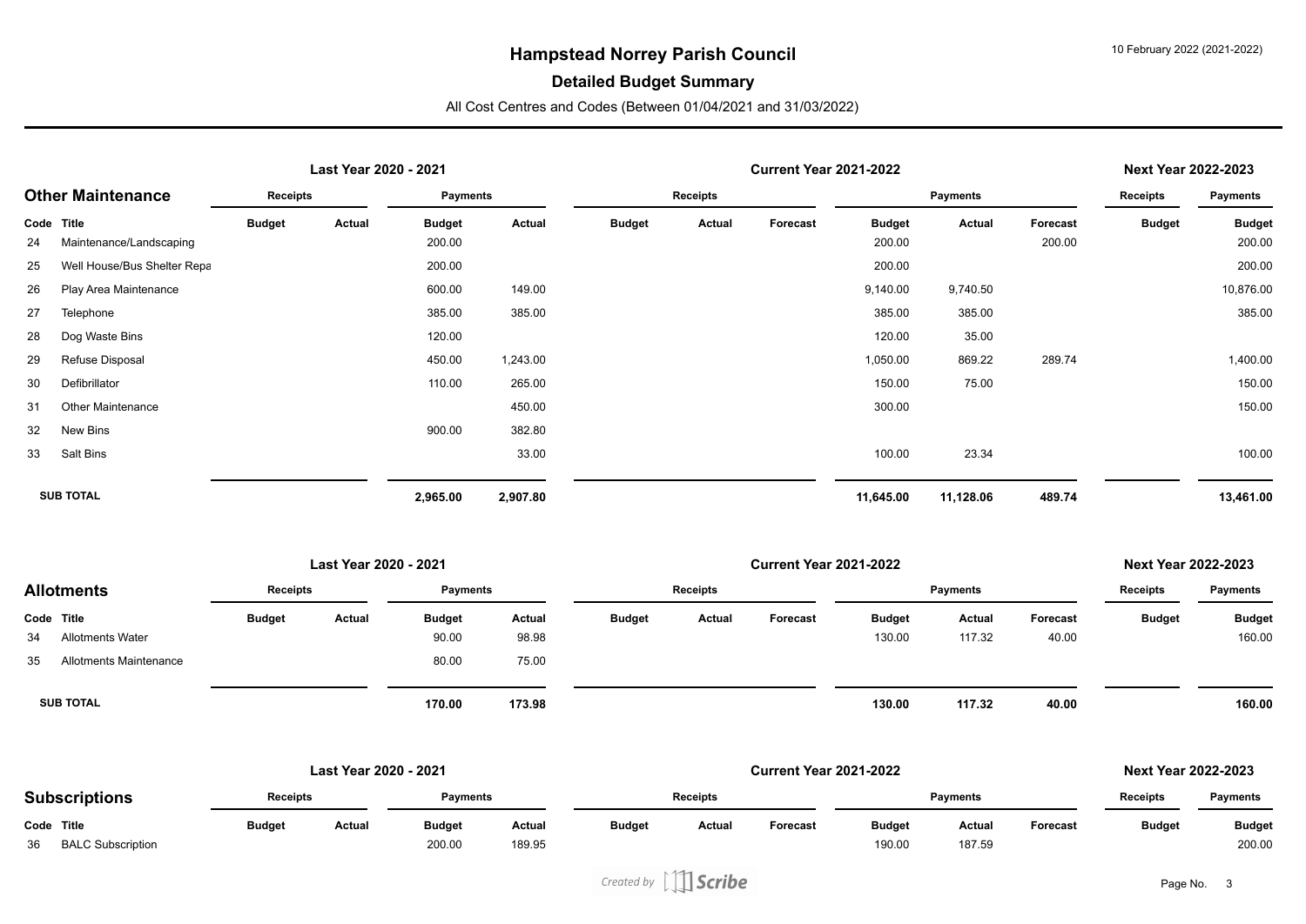# Hampstead Norrey Parish Council

## Detailed Budget Summary

All Cost Centres and Codes (Between 01/04/2021 and 31/03/2022)

10 February 2022 (2021-2022)

### Other Maintenance

| | | Last Year 2020 - 2021 | | | | Current Year 2021-2022 | | | | | | Next Year 2022-2023 | |
|---|---|---|---|---|---|---|---|---|---|---|---|---|---|
| | | Receipts | | Payments | | Receipts | | | Payments | | | Receipts | Payments |
| Code | Title | Budget | Actual | Budget | Actual | Budget | Actual | Forecast | Budget | Actual | Forecast | Budget | Budget |
| 24 | Maintenance/Landscaping | | | 200.00 | | | | | 200.00 | | 200.00 | | 200.00 |
| 25 | Well House/Bus Shelter Repa | | | 200.00 | | | | | 200.00 | | | | 200.00 |
| 26 | Play Area Maintenance | | | 600.00 | 149.00 | | | | 9,140.00 | 9,740.50 | | | 10,876.00 |
| 27 | Telephone | | | 385.00 | 385.00 | | | | 385.00 | 385.00 | | | 385.00 |
| 28 | Dog Waste Bins | | | 120.00 | | | | | 120.00 | 35.00 | | | |
| 29 | Refuse Disposal | | | 450.00 | 1,243.00 | | | | 1,050.00 | 869.22 | 289.74 | | 1,400.00 |
| 30 | Defibrillator | | | 110.00 | 265.00 | | | | 150.00 | 75.00 | | | 150.00 |
| 31 | Other Maintenance | | | | 450.00 | | | | 300.00 | | | | 150.00 |
| 32 | New Bins | | | 900.00 | 382.80 | | | | | | | | |
| 33 | Salt Bins | | | | 33.00 | | | | 100.00 | 23.34 | | | 100.00 |
| | **SUB TOTAL** | | | **2,965.00** | **2,907.80** | | | | **11,645.00** | **11,128.06** | **489.74** | | **13,461.00** |

### Allotments

| | | Last Year 2020 - 2021 | | | | Current Year 2021-2022 | | | | | | Next Year 2022-2023 | |
|---|---|---|---|---|---|---|---|---|---|---|---|---|---|
| | | Receipts | | Payments | | Receipts | | | Payments | | | Receipts | Payments |
| Code | Title | Budget | Actual | Budget | Actual | Budget | Actual | Forecast | Budget | Actual | Forecast | Budget | Budget |
| 34 | Allotments Water | | | 90.00 | 98.98 | | | | 130.00 | 117.32 | 40.00 | | 160.00 |
| 35 | Allotments Maintenance | | | 80.00 | 75.00 | | | | | | | | |
| | **SUB TOTAL** | | | **170.00** | **173.98** | | | | **130.00** | **117.32** | **40.00** | | **160.00** |

### Subscriptions

| | | Last Year 2020 - 2021 | | | | Current Year 2021-2022 | | | | | | Next Year 2022-2023 | |
|---|---|---|---|---|---|---|---|---|---|---|---|---|---|
| | | Receipts | | Payments | | Receipts | | | Payments | | | Receipts | Payments |
| Code | Title | Budget | Actual | Budget | Actual | Budget | Actual | Forecast | Budget | Actual | Forecast | Budget | Budget |
| 36 | BALC Subscription | | | 200.00 | 189.95 | | | | 190.00 | 187.59 | | | 200.00 |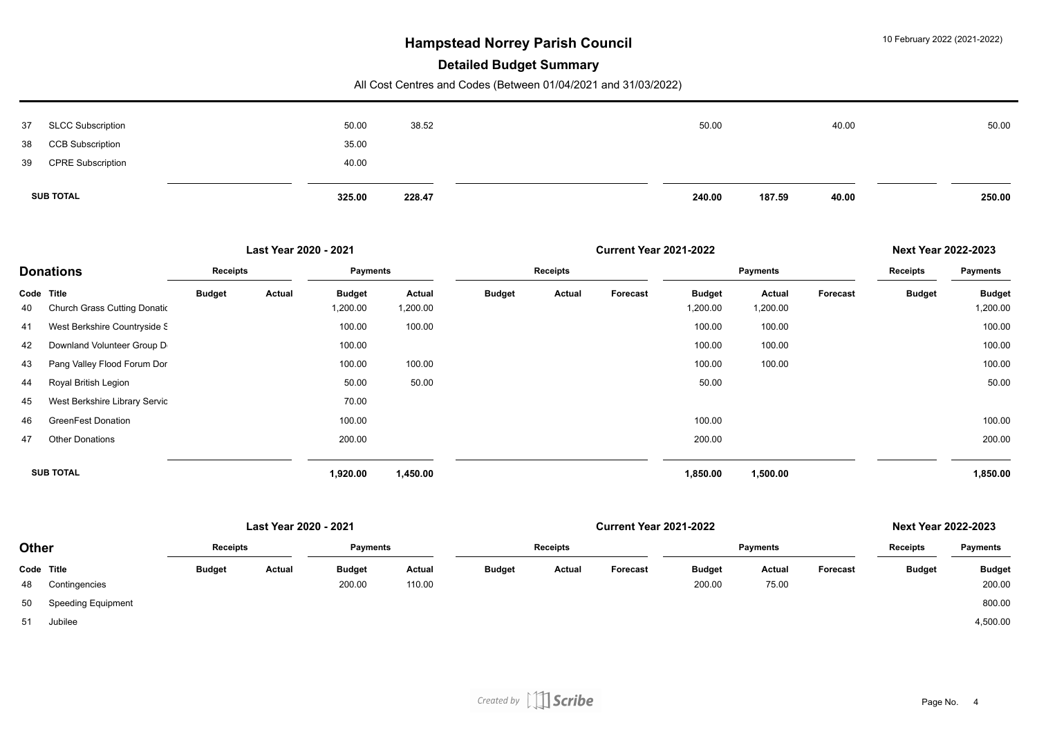| Code | Title | Last Year 2020 - 2021 Receipts Budget | Last Year 2020 - 2021 Receipts Actual | Last Year 2020 - 2021 Payments Budget | Last Year 2020 - 2021 Payments Actual | Current Year 2021-2022 Receipts Budget | Current Year 2021-2022 Receipts Actual | Current Year 2021-2022 Receipts Forecast | Current Year 2021-2022 Payments Budget | Current Year 2021-2022 Payments Actual | Current Year 2021-2022 Payments Forecast | Next Year 2022-2023 Receipts Budget | Next Year 2022-2023 Payments Budget |
|---|---|---|---|---|---|---|---|---|---|---|---|---|---|
| 37 | SLCC Subscription | | | 50.00 | 38.52 | | | | 50.00 | | 40.00 | | 50.00 |
| 38 | CCB Subscription | | | 35.00 | | | | | | | | | |
| 39 | CPRE Subscription | | | 40.00 | | | | | | | | | |
| | **SUB TOTAL** | | | **325.00** | **228.47** | | | | **240.00** | **187.59** | **40.00** | | **250.00** |

## Donations

| | | Last Year 2020 - 2021 | | | | Current Year 2021-2022 | | | | | | Next Year 2022-2023 | |
|---|---|---|---|---|---|---|---|---|---|---|---|---|---|
| | | Receipts | | Payments | | Receipts | | | Payments | | | Receipts | Payments |
| **Code** | **Title** | **Budget** | **Actual** | **Budget** | **Actual** | **Budget** | **Actual** | **Forecast** | **Budget** | **Actual** | **Forecast** | **Budget** | **Budget** |
| 40 | Church Grass Cutting Donatic | | | 1,200.00 | 1,200.00 | | | | 1,200.00 | 1,200.00 | | | 1,200.00 |
| 41 | West Berkshire Countryside S | | | 100.00 | 100.00 | | | | 100.00 | 100.00 | | | 100.00 |
| 42 | Downland Volunteer Group D | | | 100.00 | | | | | 100.00 | 100.00 | | | 100.00 |
| 43 | Pang Valley Flood Forum Dor | | | 100.00 | 100.00 | | | | 100.00 | 100.00 | | | 100.00 |
| 44 | Royal British Legion | | | 50.00 | 50.00 | | | | 50.00 | | | | 50.00 |
| 45 | West Berkshire Library Servic | | | 70.00 | | | | | | | | | |
| 46 | GreenFest Donation | | | 100.00 | | | | | 100.00 | | | | 100.00 |
| 47 | Other Donations | | | 200.00 | | | | | 200.00 | | | | 200.00 |
| | **SUB TOTAL** | | | **1,920.00** | **1,450.00** | | | | **1,850.00** | **1,500.00** | | | **1,850.00** |

## Other

| | | Last Year 2020 - 2021 | | | | Current Year 2021-2022 | | | | | | Next Year 2022-2023 | |
|---|---|---|---|---|---|---|---|---|---|---|---|---|---|
| | | Receipts | | Payments | | Receipts | | | Payments | | | Receipts | Payments |
| **Code** | **Title** | **Budget** | **Actual** | **Budget** | **Actual** | **Budget** | **Actual** | **Forecast** | **Budget** | **Actual** | **Forecast** | **Budget** | **Budget** |
| 48 | Contingencies | | | 200.00 | 110.00 | | | | 200.00 | 75.00 | | | 200.00 |
| 50 | Speeding Equipment | | | | | | | | | | | | 800.00 |
| 51 | Jubilee | | | | | | | | | | | | 4,500.00 |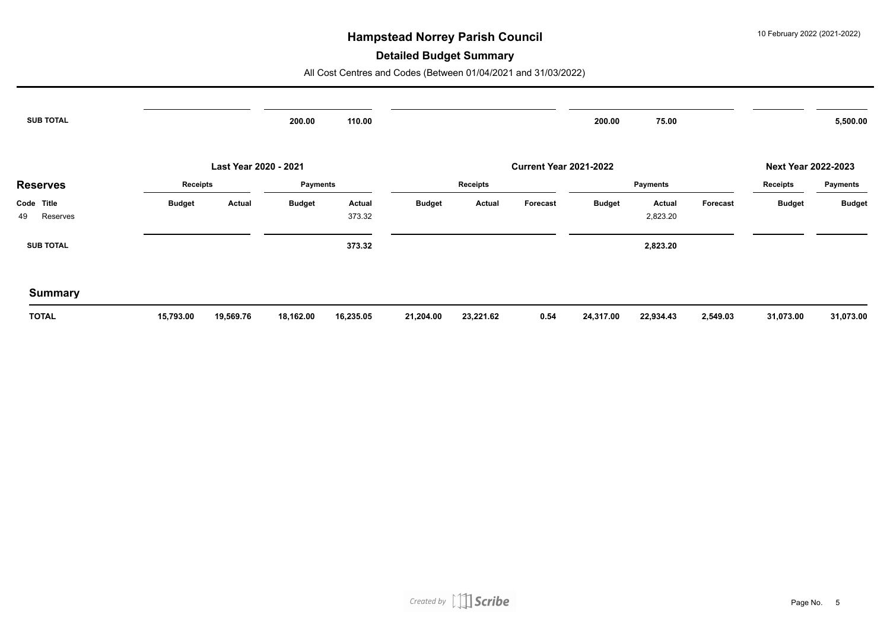# Hampstead Norrey Parish Council

## Detailed Budget Summary

All Cost Centres and Codes (Between 01/04/2021 and 31/03/2022)

| | | | | | | | | | | | | | |
|---|---|---|---|---|---|---|---|---|---|---|---|---|---|
| **SUB TOTAL** | | | | 200.00 | 110.00 | | | | 200.00 | 75.00 | | | 5,500.00 |

| | | Last Year 2020 - 2021 | | | | Current Year 2021-2022 | | | | | | Next Year 2022-2023 | |
|---|---|---|---|---|---|---|---|---|---|---|---|---|---|
| **Reserves** | | Receipts | | Payments | | Receipts | | | Payments | | | Receipts | Payments |
| Code | Title | Budget | Actual | Budget | Actual | Budget | Actual | Forecast | Budget | Actual | Forecast | Budget | Budget |
| 49 | Reserves | | | | 373.32 | | | | | 2,823.20 | | | |
| **SUB TOTAL** | | | | | **373.32** | | | | | **2,823.20** | | | |

## Summary

| | | | | | | | | | | | |
|---|---|---|---|---|---|---|---|---|---|---|---|
| **TOTAL** | **15,793.00** | **19,569.76** | **18,162.00** | **16,235.05** | **21,204.00** | **23,221.62** | **0.54** | **24,317.00** | **22,934.43** | **2,549.03** | **31,073.00** | **31,073.00** |